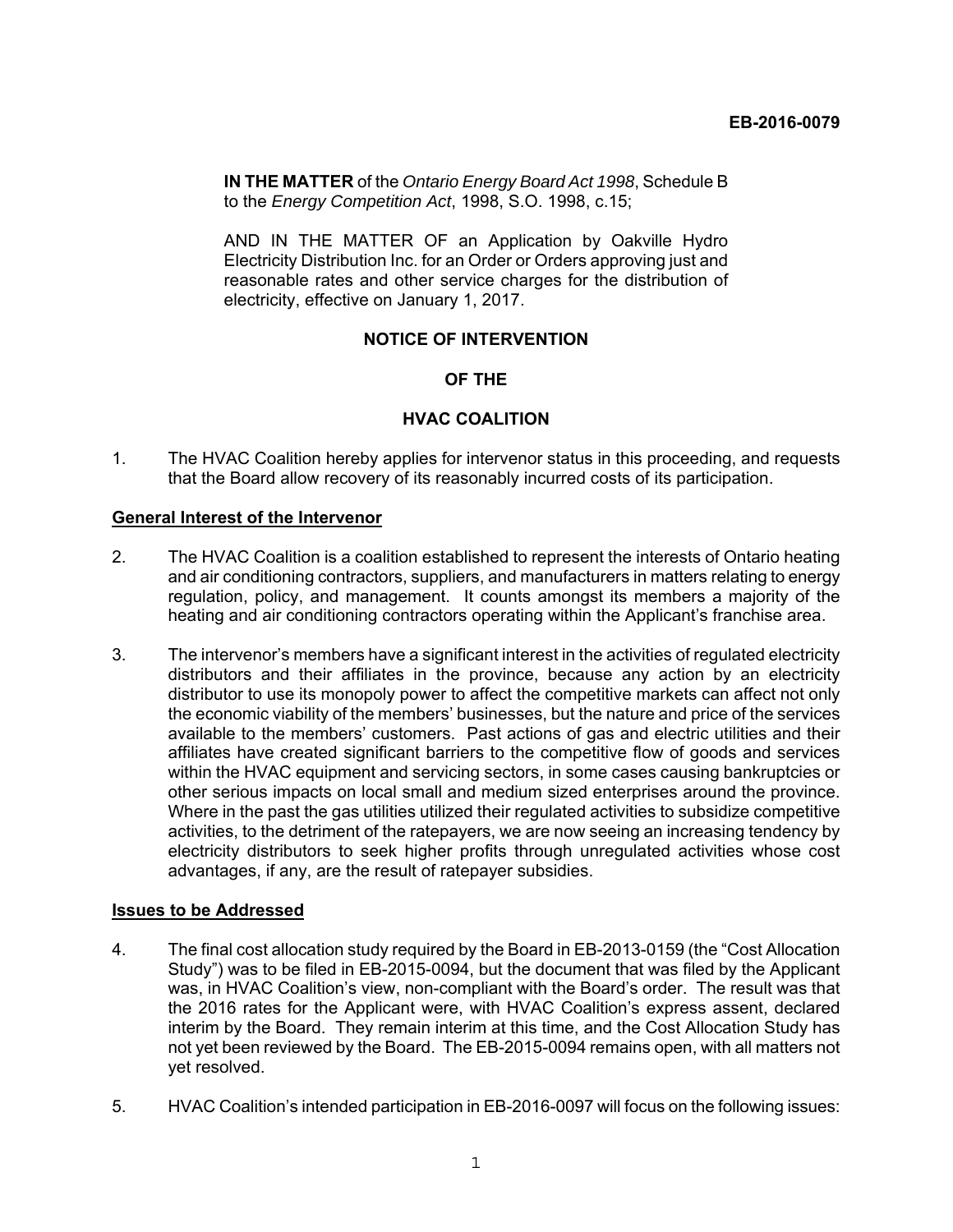**EB-2016-0079**

**IN THE MATTER** of the *Ontario Energy Board Act 1998*, Schedule B to the *Energy Competition Act*, 1998, S.O. 1998, c.15;

AND IN THE MATTER OF an Application by Oakville Hydro Electricity Distribution Inc. for an Order or Orders approving just and reasonable rates and other service charges for the distribution of electricity, effective on January 1, 2017.

**NOTICE OF INTERVENTION**

**OF THE**

**HVAC COALITION**

1. The HVAC Coalition hereby applies for intervenor status in this proceeding, and requests that the Board allow recovery of its reasonably incurred costs of its participation.

**General Interest of the Intervenor**

2. The HVAC Coalition is a coalition established to represent the interests of Ontario heating and air conditioning contractors, suppliers, and manufacturers in matters relating to energy regulation, policy, and management. It counts amongst its members a majority of the heating and air conditioning contractors operating within the Applicant's franchise area.

3. The intervenor's members have a significant interest in the activities of regulated electricity distributors and their affiliates in the province, because any action by an electricity distributor to use its monopoly power to affect the competitive markets can affect not only the economic viability of the members' businesses, but the nature and price of the services available to the members' customers. Past actions of gas and electric utilities and their affiliates have created significant barriers to the competitive flow of goods and services within the HVAC equipment and servicing sectors, in some cases causing bankruptcies or other serious impacts on local small and medium sized enterprises around the province. Where in the past the gas utilities utilized their regulated activities to subsidize competitive activities, to the detriment of the ratepayers, we are now seeing an increasing tendency by electricity distributors to seek higher profits through unregulated activities whose cost advantages, if any, are the result of ratepayer subsidies.

**Issues to be Addressed**

4. The final cost allocation study required by the Board in EB-2013-0159 (the "Cost Allocation Study") was to be filed in EB-2015-0094, but the document that was filed by the Applicant was, in HVAC Coalition's view, non-compliant with the Board's order. The result was that the 2016 rates for the Applicant were, with HVAC Coalition's express assent, declared interim by the Board. They remain interim at this time, and the Cost Allocation Study has not yet been reviewed by the Board. The EB-2015-0094 remains open, with all matters not yet resolved.

5. HVAC Coalition's intended participation in EB-2016-0097 will focus on the following issues: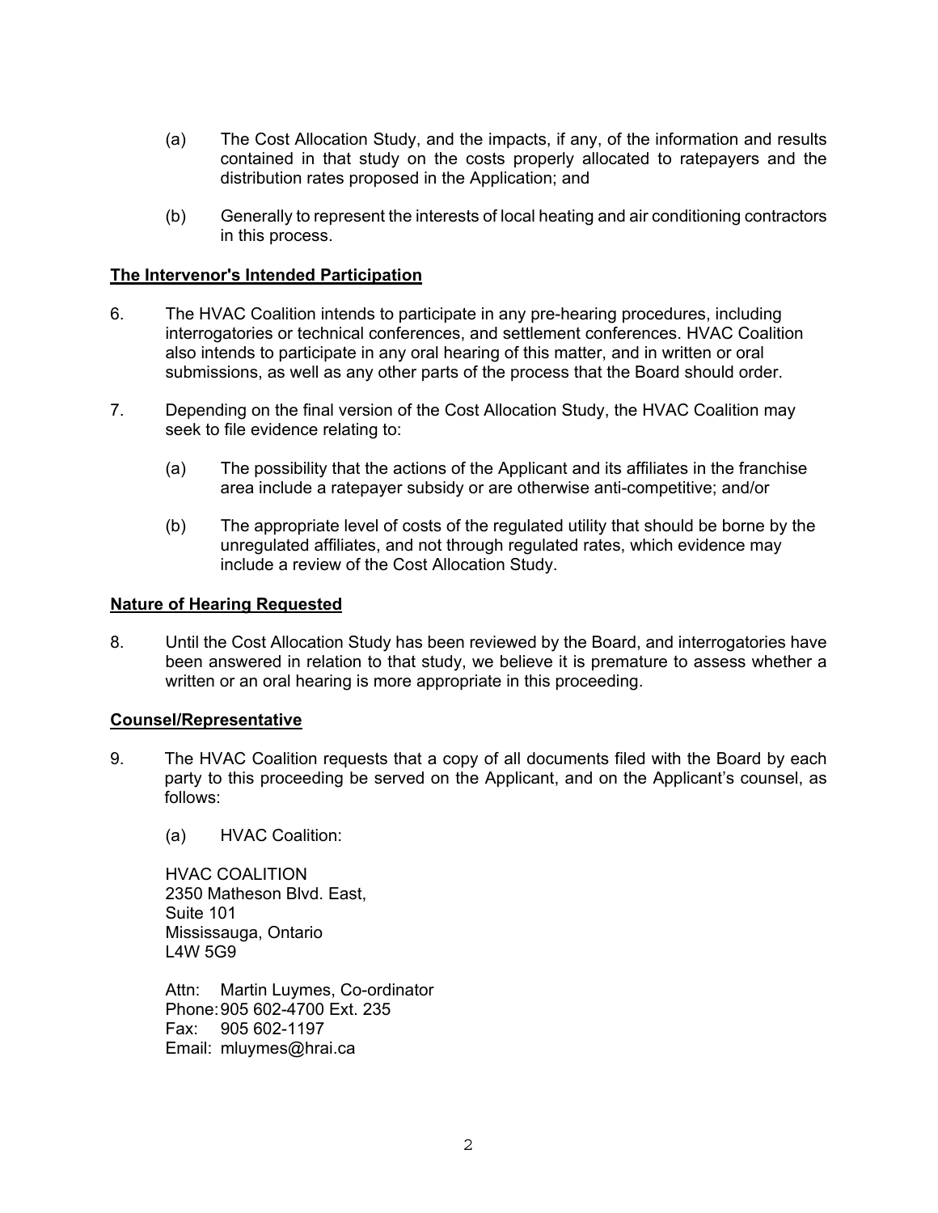(a) The Cost Allocation Study, and the impacts, if any, of the information and results contained in that study on the costs properly allocated to ratepayers and the distribution rates proposed in the Application; and

(b) Generally to represent the interests of local heating and air conditioning contractors in this process.

**The Intervenor's Intended Participation**

6. The HVAC Coalition intends to participate in any pre-hearing procedures, including interrogatories or technical conferences, and settlement conferences. HVAC Coalition also intends to participate in any oral hearing of this matter, and in written or oral submissions, as well as any other parts of the process that the Board should order.

7. Depending on the final version of the Cost Allocation Study, the HVAC Coalition may seek to file evidence relating to:

   (a) The possibility that the actions of the Applicant and its affiliates in the franchise area include a ratepayer subsidy or are otherwise anti-competitive; and/or

   (b) The appropriate level of costs of the regulated utility that should be borne by the unregulated affiliates, and not through regulated rates, which evidence may include a review of the Cost Allocation Study.

**Nature of Hearing Requested**

8. Until the Cost Allocation Study has been reviewed by the Board, and interrogatories have been answered in relation to that study, we believe it is premature to assess whether a written or an oral hearing is more appropriate in this proceeding.

**Counsel/Representative**

9. The HVAC Coalition requests that a copy of all documents filed with the Board by each party to this proceeding be served on the Applicant, and on the Applicant's counsel, as follows:

   (a) HVAC Coalition:

   HVAC COALITION
   2350 Matheson Blvd. East,
   Suite 101
   Mississauga, Ontario
   L4W 5G9

   Attn: Martin Luymes, Co-ordinator
   Phone: 905 602-4700 Ext. 235
   Fax: 905 602-1197
   Email: mluymes@hrai.ca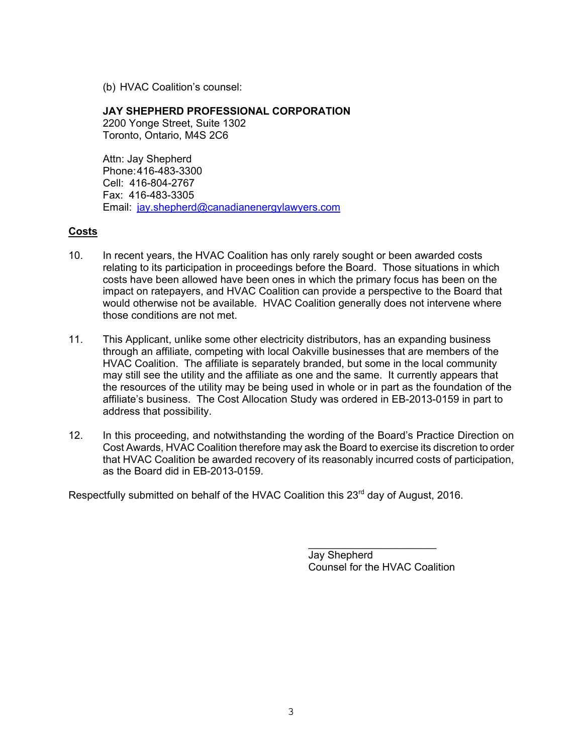(b) HVAC Coalition's counsel:

**JAY SHEPHERD PROFESSIONAL CORPORATION**
2200 Yonge Street, Suite 1302
Toronto, Ontario, M4S 2C6

Attn: Jay Shepherd
Phone: 416-483-3300
Cell: 416-804-2767
Fax: 416-483-3305
Email: jay.shepherd@canadianenergylawyers.com

## Costs

10. In recent years, the HVAC Coalition has only rarely sought or been awarded costs relating to its participation in proceedings before the Board. Those situations in which costs have been allowed have been ones in which the primary focus has been on the impact on ratepayers, and HVAC Coalition can provide a perspective to the Board that would otherwise not be available. HVAC Coalition generally does not intervene where those conditions are not met.

11. This Applicant, unlike some other electricity distributors, has an expanding business through an affiliate, competing with local Oakville businesses that are members of the HVAC Coalition. The affiliate is separately branded, but some in the local community may still see the utility and the affiliate as one and the same. It currently appears that the resources of the utility may be being used in whole or in part as the foundation of the affiliate's business. The Cost Allocation Study was ordered in EB-2013-0159 in part to address that possibility.

12. In this proceeding, and notwithstanding the wording of the Board's Practice Direction on Cost Awards, HVAC Coalition therefore may ask the Board to exercise its discretion to order that HVAC Coalition be awarded recovery of its reasonably incurred costs of participation, as the Board did in EB-2013-0159.

Respectfully submitted on behalf of the HVAC Coalition this 23rd day of August, 2016.

\_\_\_\_\_\_\_\_\_\_\_\_\_\_\_\_\_\_\_\_\_\_\_
Jay Shepherd
Counsel for the HVAC Coalition